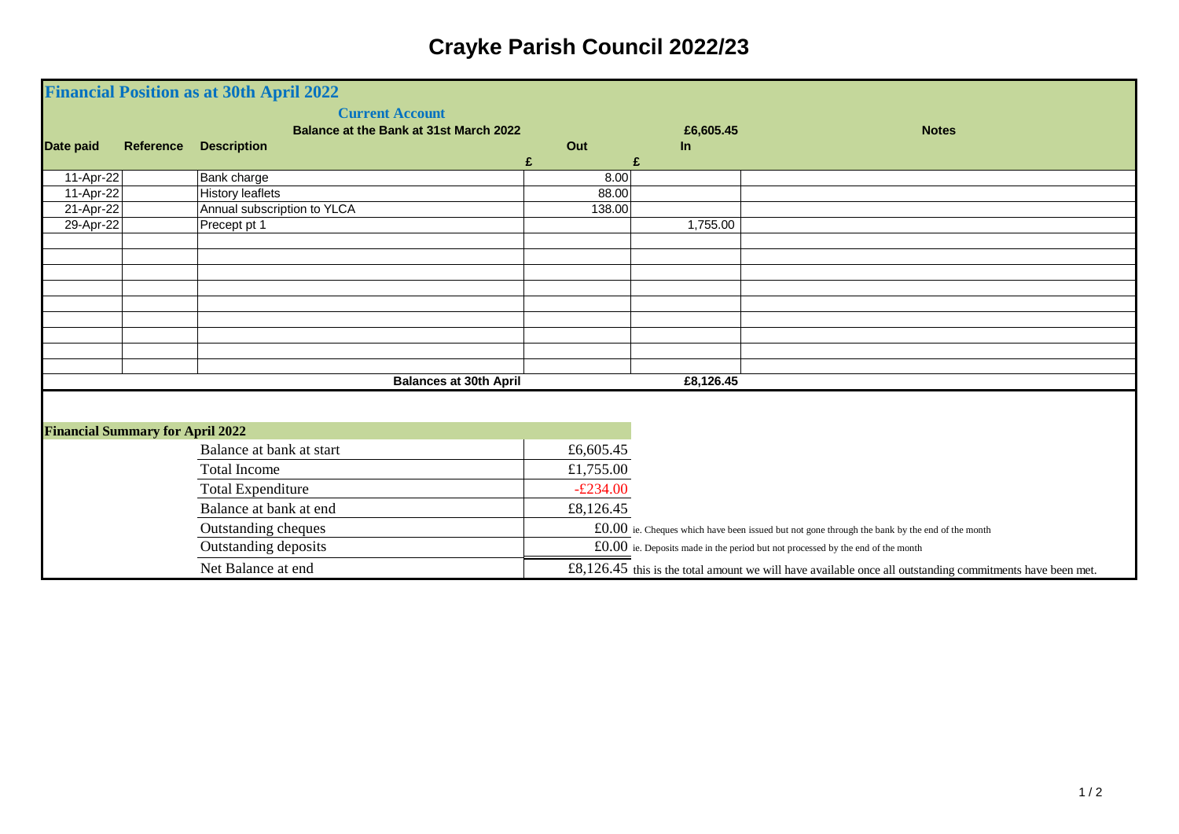# Crayke Parish Council 2022/23

## Financial Position as at 30th April 2022

**Current Account**

| Date paid | Reference | Description | Out £ | In £ | Notes |
| --- | --- | --- | --- | --- | --- |
| | | **Balance at the Bank at 31st March 2022** | | **£6,605.45** | |
| 11-Apr-22 | | Bank charge | 8.00 | | |
| 11-Apr-22 | | History leaflets | 88.00 | | |
| 21-Apr-22 | | Annual subscription to YLCA | 138.00 | | |
| 29-Apr-22 | | Precept pt 1 | | 1,755.00 | |
| | | | | | |
| | | | | | |
| | | | | | |
| | | | | | |
| | | | | | |
| | | | | | |
| | | | | | |
| | | | | | |
| | | | | | |
| | | **Balances at 30th April** | | **£8,126.45** | |

## Financial Summary for April 2022

| | | |
| --- | --- | --- |
| Balance at bank at start | £6,605.45 | |
| Total Income | £1,755.00 | |
| Total Expenditure | -£234.00 | |
| Balance at bank at end | £8,126.45 | |
| Outstanding cheques | £0.00 | ie. Cheques which have been issued but not gone through the bank by the end of the month |
| Outstanding deposits | £0.00 | ie. Deposits made in the period but not processed by the end of the month |
| Net Balance at end | £8,126.45 | this is the total amount we will have available once all outstanding commitments have been met. |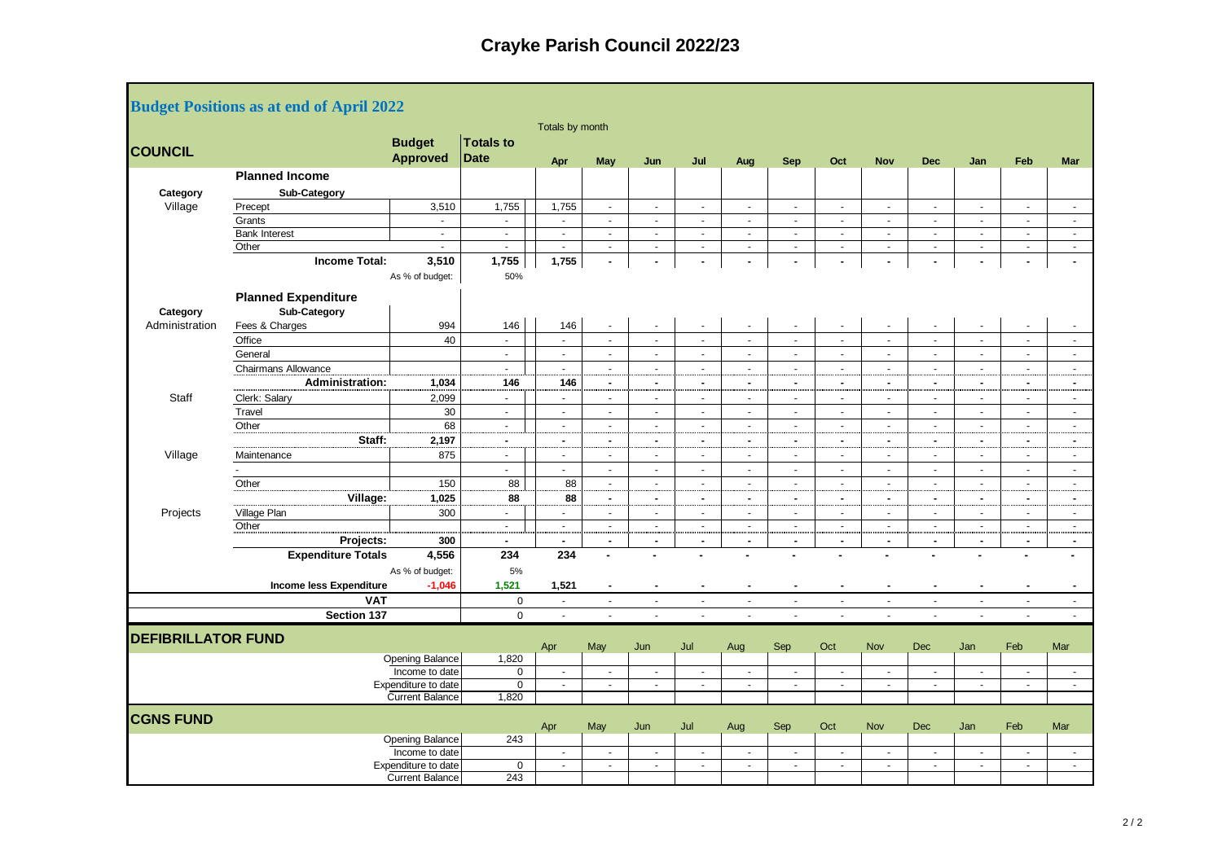# Crayke Parish Council 2022/23

## Budget Positions as at end of April 2022

| COUNCIL | | Budget Approved | Totals to Date | Apr | May | Jun | Jul | Aug | Sep | Oct | Nov | Dec | Jan | Feb | Mar |
|---|---|---|---|---|---|---|---|---|---|---|---|---|---|---|---|
| | | | | Totals by month | | | | | | | | | | | |
| | **Planned Income** | | | | | | | | | | | | | | |
| **Category** | **Sub-Category** | | | | | | | | | | | | | | |
| Village | Precept | 3,510 | 1,755 | 1,755 | - | - | - | - | - | - | - | - | - | - | - |
| | Grants | - | - | - | - | - | - | - | - | - | - | - | - | - | - |
| | Bank Interest | - | - | - | - | - | - | - | - | - | - | - | - | - | - |
| | Other | - | - | - | - | - | - | - | - | - | - | - | - | - | - |
| | **Income Total:** | **3,510** | **1,755** | **1,755** | **-** | **-** | **-** | **-** | **-** | **-** | **-** | **-** | **-** | **-** | **-** |
| | | As % of budget: | 50% | | | | | | | | | | | | |
| | **Planned Expenditure** | | | | | | | | | | | | | | |
| **Category** | **Sub-Category** | | | | | | | | | | | | | | |
| Administration | Fees & Charges | 994 | 146 | 146 | - | - | - | - | - | - | - | - | - | - | - |
| | Office | 40 | - | - | - | - | - | - | - | - | - | - | - | - | - |
| | General | | - | - | - | - | - | - | - | - | - | - | - | - | - |
| | Chairmans Allowance | | - | - | - | - | - | - | - | - | - | - | - | - | - |
| | **Administration:** | **1,034** | **146** | **146** | **-** | **-** | **-** | **-** | **-** | **-** | **-** | **-** | **-** | **-** | **-** |
| Staff | Clerk: Salary | 2,099 | - | - | - | - | - | - | - | - | - | - | - | - | - |
| | Travel | 30 | - | - | - | - | - | - | - | - | - | - | - | - | - |
| | Other | 68 | - | - | - | - | - | - | - | - | - | - | - | - | - |
| | **Staff:** | **2,197** | **-** | **-** | **-** | **-** | **-** | **-** | **-** | **-** | **-** | **-** | **-** | **-** | **-** |
| Village | Maintenance | 875 | - | - | - | - | - | - | - | - | - | - | - | - | - |
| | - | | - | - | - | - | - | - | - | - | - | - | - | - | - |
| | Other | 150 | 88 | 88 | - | - | - | - | - | - | - | - | - | - | - |
| | **Village:** | **1,025** | **88** | **88** | **-** | **-** | **-** | **-** | **-** | **-** | **-** | **-** | **-** | **-** | **-** |
| Projects | Village Plan | 300 | - | - | - | - | - | - | - | - | - | - | - | - | - |
| | Other | | - | - | - | - | - | - | - | - | - | - | - | - | - |
| | **Projects:** | **300** | **-** | **-** | **-** | **-** | **-** | **-** | **-** | **-** | **-** | **-** | **-** | **-** | **-** |
| | **Expenditure Totals** | **4,556** | **234** | **234** | **-** | **-** | **-** | **-** | **-** | **-** | **-** | **-** | **-** | **-** | **-** |
| | | As % of budget: | 5% | | | | | | | | | | | | |
| | **Income less Expenditure** | **-1,046** | **1,521** | **1,521** | **-** | **-** | **-** | **-** | **-** | **-** | **-** | **-** | **-** | **-** | **-** |
| | **VAT** | | 0 | - | - | - | - | - | - | - | - | - | - | - | - |
| | **Section 137** | | 0 | - | - | - | - | - | - | - | - | - | - | - | - |

| DEFIBRILLATOR FUND | | Apr | May | Jun | Jul | Aug | Sep | Oct | Nov | Dec | Jan | Feb | Mar |
|---|---|---|---|---|---|---|---|---|---|---|---|---|---|
| Opening Balance | 1,820 | | | | | | | | | | | | |
| Income to date | 0 | - | - | - | - | - | - | - | - | - | - | - | - |
| Expenditure to date | 0 | - | - | - | - | - | - | - | - | - | - | - | - |
| Current Balance | 1,820 | | | | | | | | | | | | |

| CGNS FUND | | Apr | May | Jun | Jul | Aug | Sep | Oct | Nov | Dec | Jan | Feb | Mar |
|---|---|---|---|---|---|---|---|---|---|---|---|---|---|
| Opening Balance | 243 | | | | | | | | | | | | |
| Income to date | | - | - | - | - | - | - | - | - | - | - | - | - |
| Expenditure to date | 0 | - | - | - | - | - | - | - | - | - | - | - | - |
| Current Balance | 243 | | | | | | | | | | | | |